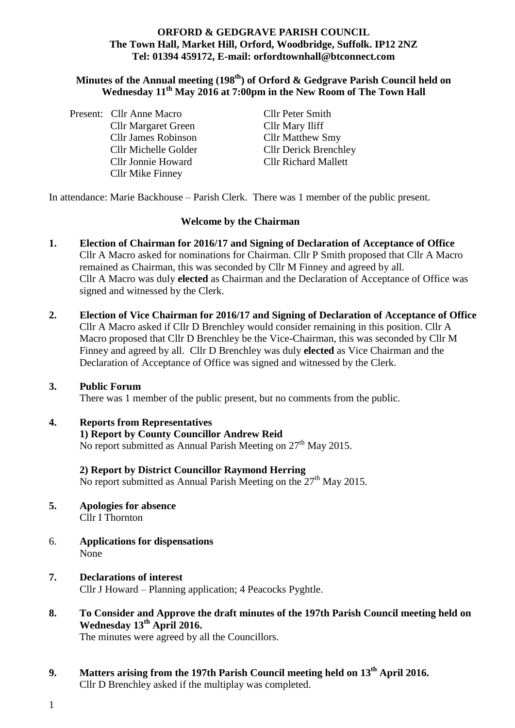**ORFORD & GEDGRAVE PARISH COUNCIL**
**The Town Hall, Market Hill, Orford, Woodbridge, Suffolk. IP12 2NZ**
**Tel: 01394 459172, E-mail: orfordtownhall@btconnect.com**

## Minutes of the Annual meeting (198th) of Orford & Gedgrave Parish Council held on Wednesday 11th May 2016 at 7:00pm in the New Room of The Town Hall

Present: Cllr Anne Macro, Cllr Margaret Green, Cllr James Robinson, Cllr Michelle Golder, Cllr Jonnie Howard, Cllr Mike Finney, Cllr Peter Smith, Cllr Mary Iliff, Cllr Matthew Smy, Cllr Derick Brenchley, Cllr Richard Mallett

In attendance: Marie Backhouse – Parish Clerk. There was 1 member of the public present.

**Welcome by the Chairman**

**1. Election of Chairman for 2016/17 and Signing of Declaration of Acceptance of Office**
Cllr A Macro asked for nominations for Chairman. Cllr P Smith proposed that Cllr A Macro remained as Chairman, this was seconded by Cllr M Finney and agreed by all. Cllr A Macro was duly **elected** as Chairman and the Declaration of Acceptance of Office was signed and witnessed by the Clerk.

**2. Election of Vice Chairman for 2016/17 and Signing of Declaration of Acceptance of Office**
Cllr A Macro asked if Cllr D Brenchley would consider remaining in this position. Cllr A Macro proposed that Cllr D Brenchley be the Vice-Chairman, this was seconded by Cllr M Finney and agreed by all. Cllr D Brenchley was duly **elected** as Vice Chairman and the Declaration of Acceptance of Office was signed and witnessed by the Clerk.

**3. Public Forum**
There was 1 member of the public present, but no comments from the public.

**4. Reports from Representatives**
**1) Report by County Councillor Andrew Reid**
No report submitted as Annual Parish Meeting on 27th May 2015.

**2) Report by District Councillor Raymond Herring**
No report submitted as Annual Parish Meeting on the 27th May 2015.

**5. Apologies for absence**
Cllr I Thornton

**6. Applications for dispensations**
None

**7. Declarations of interest**
Cllr J Howard – Planning application; 4 Peacocks Pyghtle.

**8. To Consider and Approve the draft minutes of the 197th Parish Council meeting held on Wednesday 13th April 2016.**
The minutes were agreed by all the Councillors.

**9. Matters arising from the 197th Parish Council meeting held on 13th April 2016.**
Cllr D Brenchley asked if the multiplay was completed.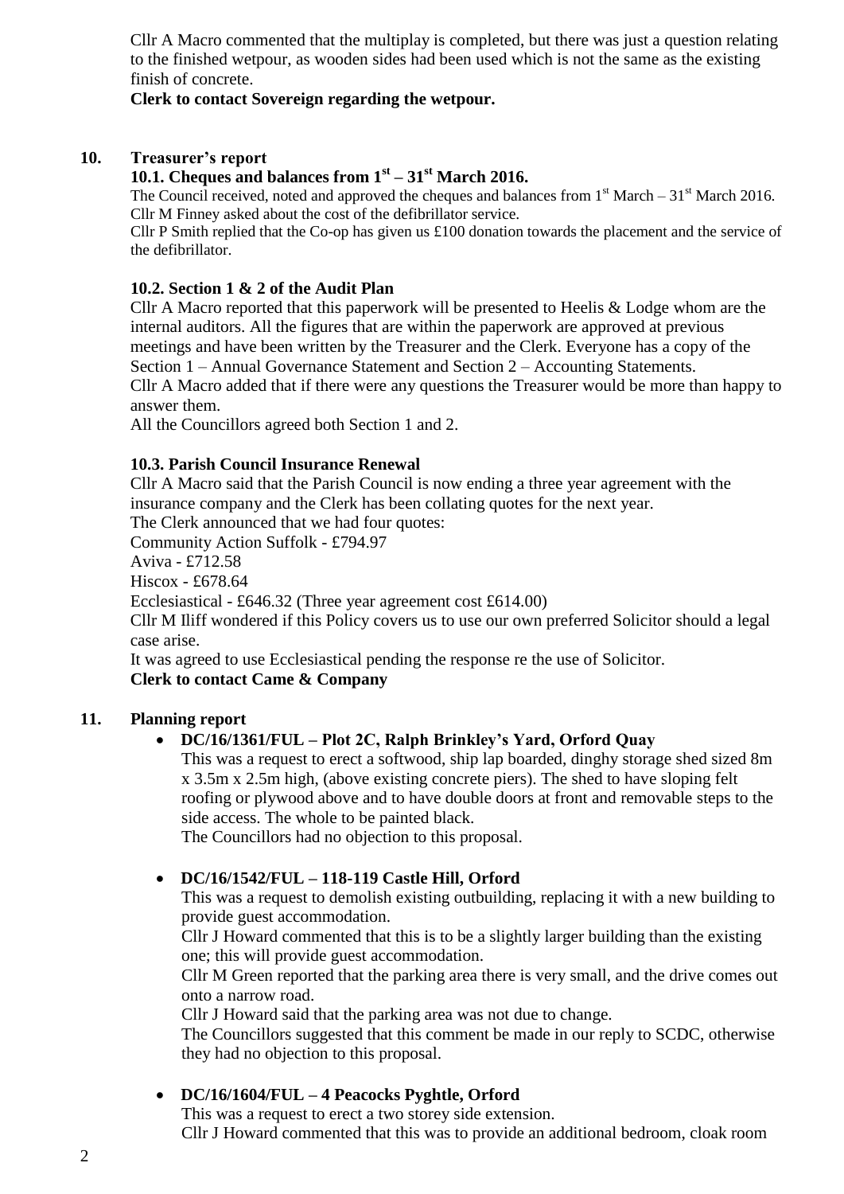Cllr A Macro commented that the multiplay is completed, but there was just a question relating to the finished wetpour, as wooden sides had been used which is not the same as the existing finish of concrete.

**Clerk to contact Sovereign regarding the wetpour.**

## 10. Treasurer's report

### 10.1. Cheques and balances from 1st – 31st March 2016.

The Council received, noted and approved the cheques and balances from 1st March – 31st March 2016.
Cllr M Finney asked about the cost of the defibrillator service.
Cllr P Smith replied that the Co-op has given us £100 donation towards the placement and the service of the defibrillator.

### 10.2. Section 1 & 2 of the Audit Plan

Cllr A Macro reported that this paperwork will be presented to Heelis & Lodge whom are the internal auditors. All the figures that are within the paperwork are approved at previous meetings and have been written by the Treasurer and the Clerk. Everyone has a copy of the Section 1 – Annual Governance Statement and Section 2 – Accounting Statements.
Cllr A Macro added that if there were any questions the Treasurer would be more than happy to answer them.
All the Councillors agreed both Section 1 and 2.

### 10.3. Parish Council Insurance Renewal

Cllr A Macro said that the Parish Council is now ending a three year agreement with the insurance company and the Clerk has been collating quotes for the next year.
The Clerk announced that we had four quotes:
Community Action Suffolk - £794.97
Aviva - £712.58
Hiscox - £678.64
Ecclesiastical - £646.32 (Three year agreement cost £614.00)
Cllr M Iliff wondered if this Policy covers us to use our own preferred Solicitor should a legal case arise.
It was agreed to use Ecclesiastical pending the response re the use of Solicitor.
**Clerk to contact Came & Company**

## 11. Planning report

- **DC/16/1361/FUL – Plot 2C, Ralph Brinkley's Yard, Orford Quay**
  This was a request to erect a softwood, ship lap boarded, dinghy storage shed sized 8m x 3.5m x 2.5m high, (above existing concrete piers). The shed to have sloping felt roofing or plywood above and to have double doors at front and removable steps to the side access. The whole to be painted black.
  The Councillors had no objection to this proposal.

- **DC/16/1542/FUL – 118-119 Castle Hill, Orford**
  This was a request to demolish existing outbuilding, replacing it with a new building to provide guest accommodation.
  Cllr J Howard commented that this is to be a slightly larger building than the existing one; this will provide guest accommodation.
  Cllr M Green reported that the parking area there is very small, and the drive comes out onto a narrow road.
  Cllr J Howard said that the parking area was not due to change.
  The Councillors suggested that this comment be made in our reply to SCDC, otherwise they had no objection to this proposal.

- **DC/16/1604/FUL – 4 Peacocks Pyghtle, Orford**
  This was a request to erect a two storey side extension.
  Cllr J Howard commented that this was to provide an additional bedroom, cloak room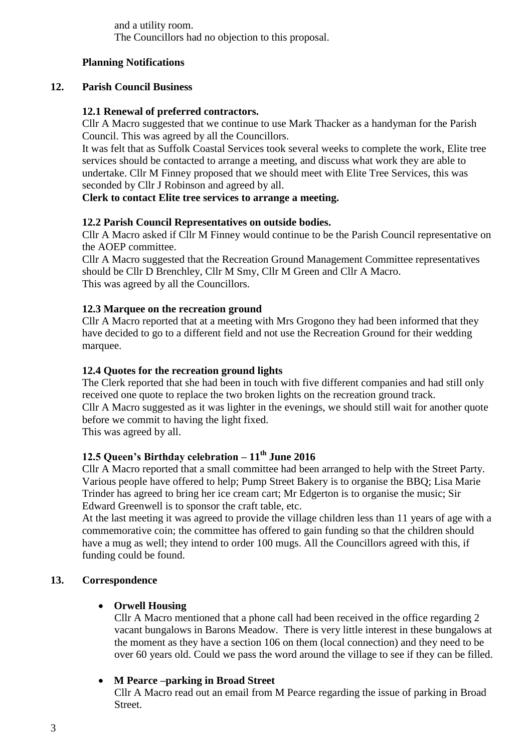and a utility room.
The Councillors had no objection to this proposal.

**Planning Notifications**

## 12. Parish Council Business

### 12.1 Renewal of preferred contractors.

Cllr A Macro suggested that we continue to use Mark Thacker as a handyman for the Parish Council. This was agreed by all the Councillors.

It was felt that as Suffolk Coastal Services took several weeks to complete the work, Elite tree services should be contacted to arrange a meeting, and discuss what work they are able to undertake. Cllr M Finney proposed that we should meet with Elite Tree Services, this was seconded by Cllr J Robinson and agreed by all.

**Clerk to contact Elite tree services to arrange a meeting.**

### 12.2 Parish Council Representatives on outside bodies.

Cllr A Macro asked if Cllr M Finney would continue to be the Parish Council representative on the AOEP committee.

Cllr A Macro suggested that the Recreation Ground Management Committee representatives should be Cllr D Brenchley, Cllr M Smy, Cllr M Green and Cllr A Macro.

This was agreed by all the Councillors.

### 12.3 Marquee on the recreation ground

Cllr A Macro reported that at a meeting with Mrs Grogono they had been informed that they have decided to go to a different field and not use the Recreation Ground for their wedding marquee.

### 12.4 Quotes for the recreation ground lights

The Clerk reported that she had been in touch with five different companies and had still only received one quote to replace the two broken lights on the recreation ground track.

Cllr A Macro suggested as it was lighter in the evenings, we should still wait for another quote before we commit to having the light fixed.

This was agreed by all.

### 12.5 Queen's Birthday celebration – 11th June 2016

Cllr A Macro reported that a small committee had been arranged to help with the Street Party. Various people have offered to help; Pump Street Bakery is to organise the BBQ; Lisa Marie Trinder has agreed to bring her ice cream cart; Mr Edgerton is to organise the music; Sir Edward Greenwell is to sponsor the craft table, etc.

At the last meeting it was agreed to provide the village children less than 11 years of age with a commemorative coin; the committee has offered to gain funding so that the children should have a mug as well; they intend to order 100 mugs. All the Councillors agreed with this, if funding could be found.

## 13. Correspondence

- **Orwell Housing**

  Cllr A Macro mentioned that a phone call had been received in the office regarding 2 vacant bungalows in Barons Meadow. There is very little interest in these bungalows at the moment as they have a section 106 on them (local connection) and they need to be over 60 years old. Could we pass the word around the village to see if they can be filled.

- **M Pearce –parking in Broad Street**

  Cllr A Macro read out an email from M Pearce regarding the issue of parking in Broad Street.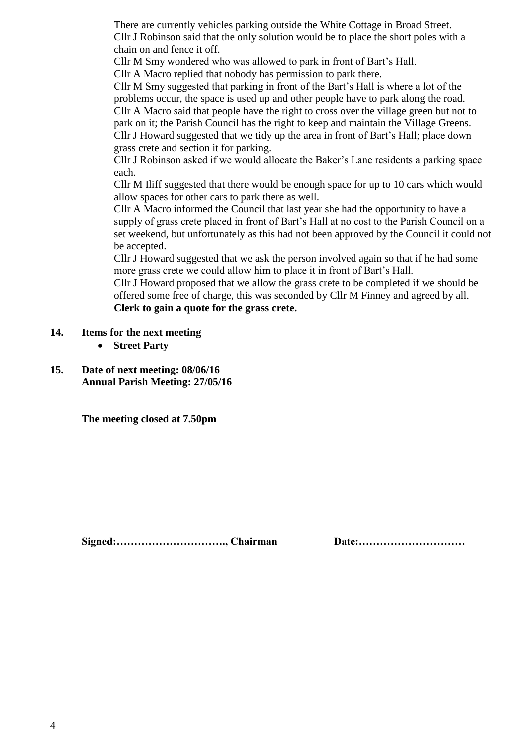There are currently vehicles parking outside the White Cottage in Broad Street.  
Cllr J Robinson said that the only solution would be to place the short poles with a chain on and fence it off.  
Cllr M Smy wondered who was allowed to park in front of Bart's Hall.  
Cllr A Macro replied that nobody has permission to park there.  
Cllr M Smy suggested that parking in front of the Bart's Hall is where a lot of the problems occur, the space is used up and other people have to park along the road.  
Cllr A Macro said that people have the right to cross over the village green but not to park on it; the Parish Council has the right to keep and maintain the Village Greens.  
Cllr J Howard suggested that we tidy up the area in front of Bart's Hall; place down grass crete and section it for parking.  
Cllr J Robinson asked if we would allocate the Baker's Lane residents a parking space each.  
Cllr M Iliff suggested that there would be enough space for up to 10 cars which would allow spaces for other cars to park there as well.  
Cllr A Macro informed the Council that last year she had the opportunity to have a supply of grass crete placed in front of Bart's Hall at no cost to the Parish Council on a set weekend, but unfortunately as this had not been approved by the Council it could not be accepted.  
Cllr J Howard suggested that we ask the person involved again so that if he had some more grass crete we could allow him to place it in front of Bart's Hall.  
Cllr J Howard proposed that we allow the grass crete to be completed if we should be offered some free of charge, this was seconded by Cllr M Finney and agreed by all.  
**Clerk to gain a quote for the grass crete.**

**14. Items for the next meeting**

- **Street Party**

**15. Date of next meeting: 08/06/16**  
**Annual Parish Meeting: 27/05/16**

**The meeting closed at 7.50pm**

**Signed:…………………………., Chairman Date:…………………………**